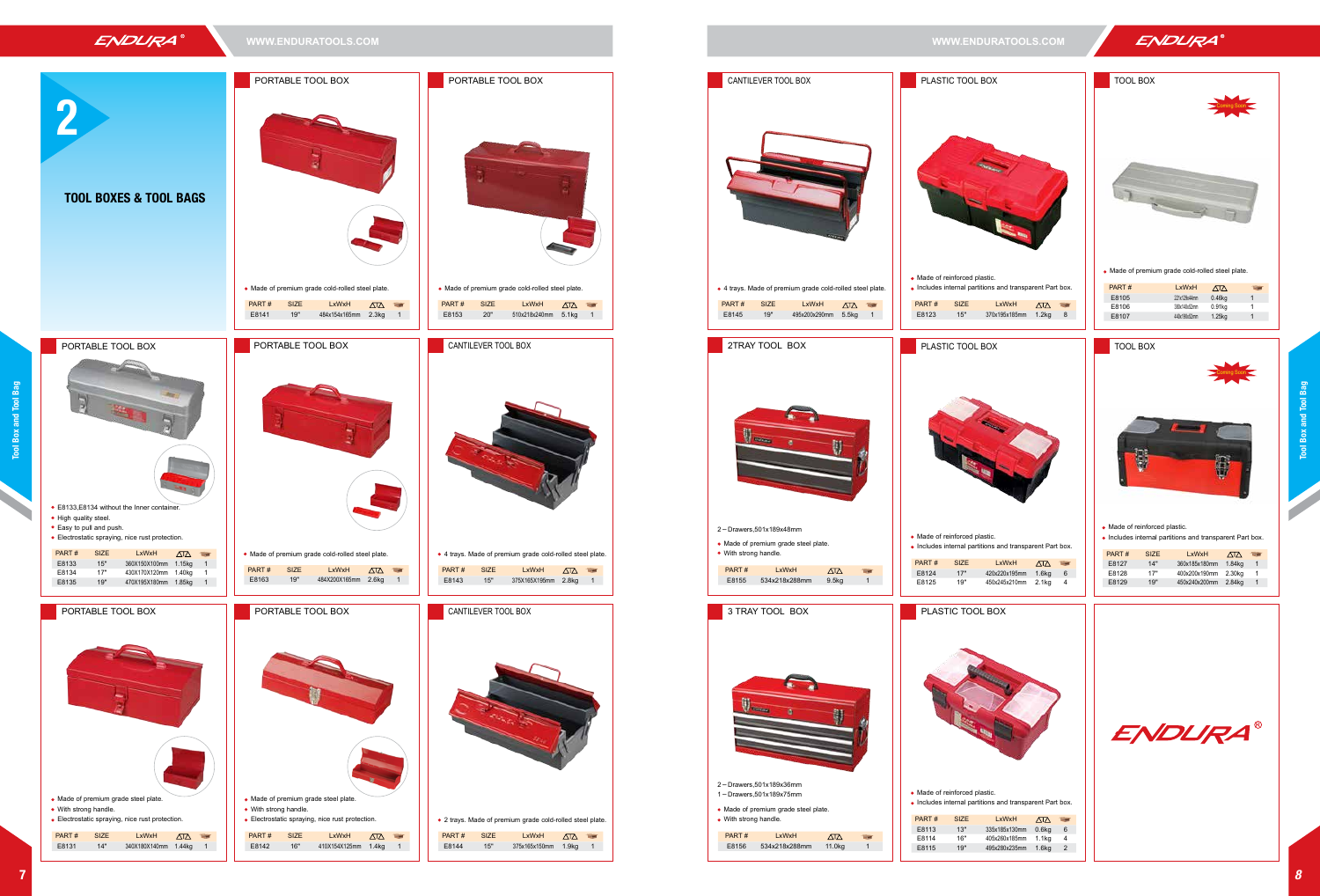# 2

## TOOL BOXES & TOOL BAGS

### PORTABLE TOOL BOX

- Made of premium grade cold-rolled steel plate.

| PART # | SIZE | LxWxH | | |
|---|---|---|---|---|
| E8141 | 19" | 484x154x165mm | 2.3kg | 1 |

### PORTABLE TOOL BOX

- Made of premium grade cold-rolled steel plate.

| PART # | SIZE | LxWxH | | |
|---|---|---|---|---|
| E8153 | 20" | 510x218x240mm | 5.1kg | 1 |

### PORTABLE TOOL BOX

- E8133,E8134 without the Inner container.
- High quality steel.
- Easy to pull and push.
- Electrostatic spraying, nice rust protection.

| PART # | SIZE | LxWxH | | |
|---|---|---|---|---|
| E8133 | 15" | 360X150X100mm | 1.15kg | 1 |
| E8134 | 17" | 430X170X120mm | 1.40kg | 1 |
| E8135 | 19" | 470X195X180mm | 1.85kg | 1 |

### PORTABLE TOOL BOX

- Made of premium grade cold-rolled steel plate.

| PART # | SIZE | LxWxH | | |
|---|---|---|---|---|
| E8163 | 19" | 484X200X165mm | 2.6kg | 1 |

### CANTILEVER TOOL BOX

- 4 trays. Made of premium grade cold-rolled steel plate.

| PART # | SIZE | LxWxH | | |
|---|---|---|---|---|
| E8143 | 15" | 375X165X195mm | 2.8kg | 1 |

### PORTABLE TOOL BOX

- Made of premium grade steel plate.
- With strong handle.
- Electrostatic spraying, nice rust protection.

| PART # | SIZE | LxWxH | | |
|---|---|---|---|---|
| E8131 | 14" | 340X180X140mm | 1.44kg | 1 |

### PORTABLE TOOL BOX

- Made of premium grade steel plate.
- With strong handle.
- Electrostatic spraying, nice rust protection.

| PART # | SIZE | LxWxH | | |
|---|---|---|---|---|
| E8142 | 16" | 410X154X125mm | 1.4kg | 1 |

### CANTILEVER TOOL BOX

- 2 trays. Made of premium grade cold-rolled steel plate.

| PART # | SIZE | LxWxH | | |
|---|---|---|---|---|
| E8144 | 15" | 375x165x150mm | 1.9kg | 1 |

### CANTILEVER TOOL BOX

- 4 trays. Made of premium grade cold-rolled steel plate.

| PART # | SIZE | LxWxH | | |
|---|---|---|---|---|
| E8145 | 19" | 495x200x290mm | 5.5kg | 1 |

### PLASTIC TOOL BOX

- Made of reinforced plastic.
- Includes internal partitions and transparent Part box.

| PART # | SIZE | LxWxH | | |
|---|---|---|---|---|
| E8123 | 15" | 370x195x185mm | 1.2kg | 8 |

### TOOL BOX

Coming Soon

- Made of premium grade cold-rolled steel plate.

| PART # | LxWxH | | |
|---|---|---|---|
| E8105 | 221x128x46mm | 0.46kg | 1 |
| E8106 | 380x148x52mm | 0.91kg | 1 |
| E8107 | 440x186x52mm | 1.25kg | 1 |

### 2TRAY TOOL BOX

2 – Drawers,501x189x48mm

- Made of premium grade steel plate.
- With strong handle.

| PART # | LxWxH | | |
|---|---|---|---|
| E8155 | 534x218x288mm | 9.5kg | 1 |

### PLASTIC TOOL BOX

- Made of reinforced plastic.
- Includes internal partitions and transparent Part box.

| PART # | SIZE | LxWxH | | |
|---|---|---|---|---|
| E8124 | 17" | 420x220x195mm | 1.6kg | 6 |
| E8125 | 19" | 450x245x210mm | 2.1kg | 4 |

### TOOL BOX

Coming Soon

- Made of reinforced plastic.
- Includes internal partitions and transparent Part box.

| PART # | SIZE | LxWxH | | |
|---|---|---|---|---|
| E8127 | 14" | 360x185x180mm | 1.84kg | 1 |
| E8128 | 17" | 400x200x190mm | 2.30kg | 1 |
| E8129 | 19" | 450x240x200mm | 2.84kg | 1 |

### 3 TRAY TOOL BOX

2 – Drawers,501x189x36mm
1 – Drawers,501x189x75mm

- Made of premium grade steel plate.
- With strong handle.

| PART # | LxWxH | | |
|---|---|---|---|
| E8156 | 534x218x288mm | 11.0kg | 1 |

### PLASTIC TOOL BOX

- Made of reinforced plastic.
- Includes internal partitions and transparent Part box.

| PART # | SIZE | LxWxH | | |
|---|---|---|---|---|
| E8113 | 13" | 335x185x130mm | 0.6kg | 6 |
| E8114 | 16" | 405x260x185mm | 1.1kg | 4 |
| E8115 | 19" | 495x280x235mm | 1.8kg | 2 |

ENDURA®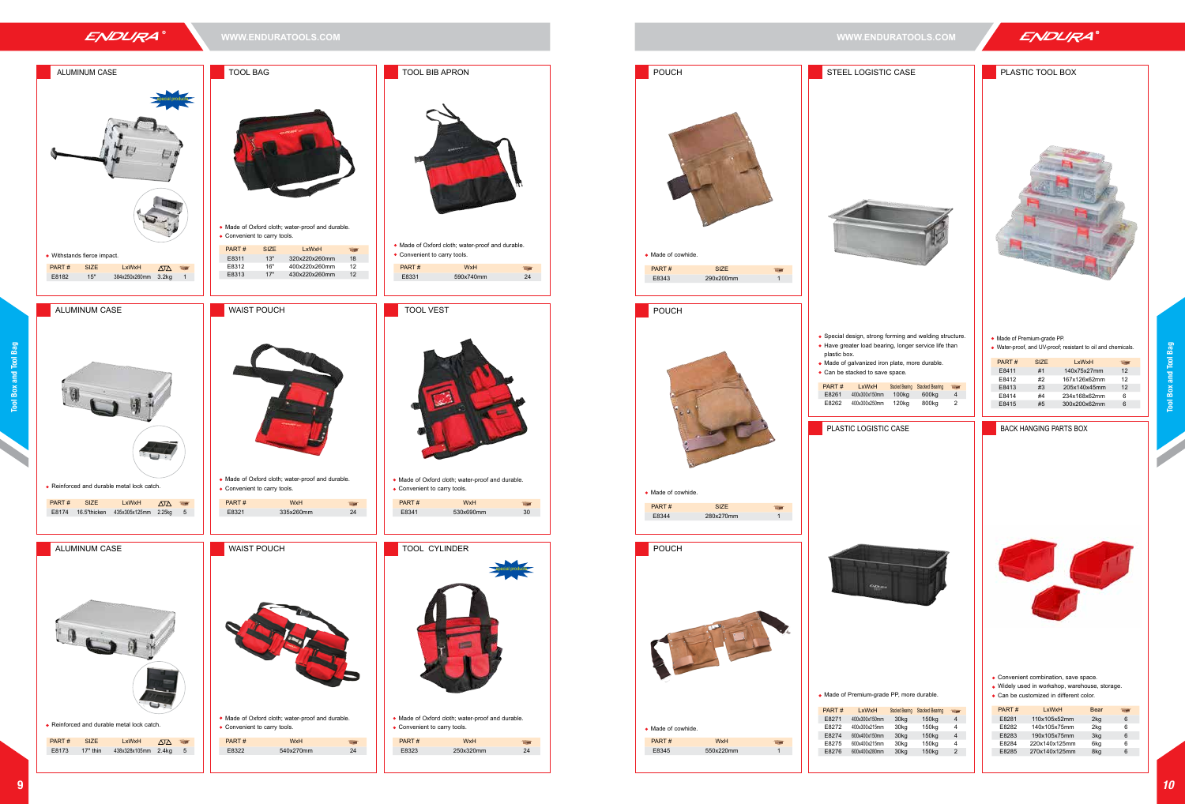## ALUMINUM CASE

Special product

- Withstands fierce impact.

| PART # | SIZE | LxWxH | | |
|---|---|---|---|---|
| E8182 | 15" | 384x250x260mm | 3.2kg | 1 |

## ALUMINUM CASE

- Reinforced and durable metal lock catch.

| PART # | SIZE | LxWxH | | |
|---|---|---|---|---|
| E8174 | 16.5"thicken | 435x305x125mm | 2.25kg | 5 |

## ALUMINUM CASE

- Reinforced and durable metal lock catch.

| PART # | SIZE | LxWxH | | |
|---|---|---|---|---|
| E8173 | 17" thin | 438x328x105mm | 2.4kg | 5 |

## TOOL BAG

- Made of Oxford cloth; water-proof and durable.
- Convenient to carry tools.

| PART # | SIZE | LxWxH | |
|---|---|---|---|
| E8311 | 13" | 320x220x260mm | 18 |
| E8312 | 16" | 400x220x260mm | 12 |
| E8313 | 17" | 430x220x260mm | 12 |

## WAIST POUCH

- Made of Oxford cloth; water-proof and durable.
- Convenient to carry tools.

| PART # | WxH | |
|---|---|---|
| E8321 | 335x260mm | 24 |

## WAIST POUCH

- Made of Oxford cloth; water-proof and durable.
- Convenient to carry tools.

| PART # | WxH | |
|---|---|---|
| E8322 | 540x270mm | 24 |

## TOOL BIB APRON

- Made of Oxford cloth; water-proof and durable.
- Convenient to carry tools.

| PART # | WxH | |
|---|---|---|
| E8331 | 590x740mm | 24 |

## TOOL VEST

- Made of Oxford cloth; water-proof and durable.
- Convenient to carry tools.

| PART # | WxH | |
|---|---|---|
| E8341 | 530x690mm | 30 |

## TOOL CYLINDER

Special product

- Made of Oxford cloth; water-proof and durable.
- Convenient to carry tools.

| PART # | WxH | |
|---|---|---|
| E8323 | 250x320mm | 24 |

## POUCH

- Made of cowhide.

| PART # | SIZE | |
|---|---|---|
| E8343 | 290x200mm | 1 |

## POUCH

- Made of cowhide.

| PART # | SIZE | |
|---|---|---|
| E8344 | 280x270mm | 1 |

## POUCH

- Made of cowhide.

| PART # | WxH | |
|---|---|---|
| E8345 | 550x220mm | 1 |

## STEEL LOGISTIC CASE

- Special design, strong forming and welding structure.
- Have greater load bearing, longer service life than plastic box.
- Made of galvanized iron plate, more durable.
- Can be stacked to save space.

| PART # | LxWxH | Stacked Bearing | Stacked Bearing | |
|---|---|---|---|---|
| E8261 | 400x300x150mm | 100kg | 600kg | 4 |
| E8262 | 400x300x250mm | 120kg | 800kg | 2 |

## PLASTIC LOGISTIC CASE

- Made of Premium-grade PP, more durable.

| PART # | LxWxH | Stacked Bearing | Stacked Bearing | |
|---|---|---|---|---|
| E8271 | 400x300x150mm | 30kg | 150kg | 4 |
| E8272 | 400x300x215mm | 30kg | 150kg | 4 |
| E8274 | 600x400x150mm | 30kg | 150kg | 4 |
| E8275 | 600x400x215mm | 30kg | 150kg | 4 |
| E8276 | 600x400x280mm | 30kg | 150kg | 2 |

## PLASTIC TOOL BOX

- Made of Premium-grade PP.
- Water-proof, and UV-proof; resistant to oil and chemicals.

| PART # | SIZE | LxWxH | |
|---|---|---|---|
| E8411 | #1 | 140x75x27mm | 12 |
| E8412 | #2 | 167x126x62mm | 12 |
| E8413 | #3 | 205x140x45mm | 12 |
| E8414 | #4 | 234x168x62mm | 6 |
| E8415 | #5 | 300x200x62mm | 6 |

## BACK HANGING PARTS BOX

- Convenient combination, save space.
- Widely used in workshop, warehouse, storage.
- Can be customized in different color.

| PART # | LxWxH | Bear | |
|---|---|---|---|
| E8281 | 110x105x52mm | 2kg | 6 |
| E8282 | 140x105x75mm | 2kg | 6 |
| E8283 | 190x105x75mm | 3kg | 6 |
| E8284 | 220x140x125mm | 6kg | 6 |
| E8285 | 270x140x125mm | 8kg | 6 |